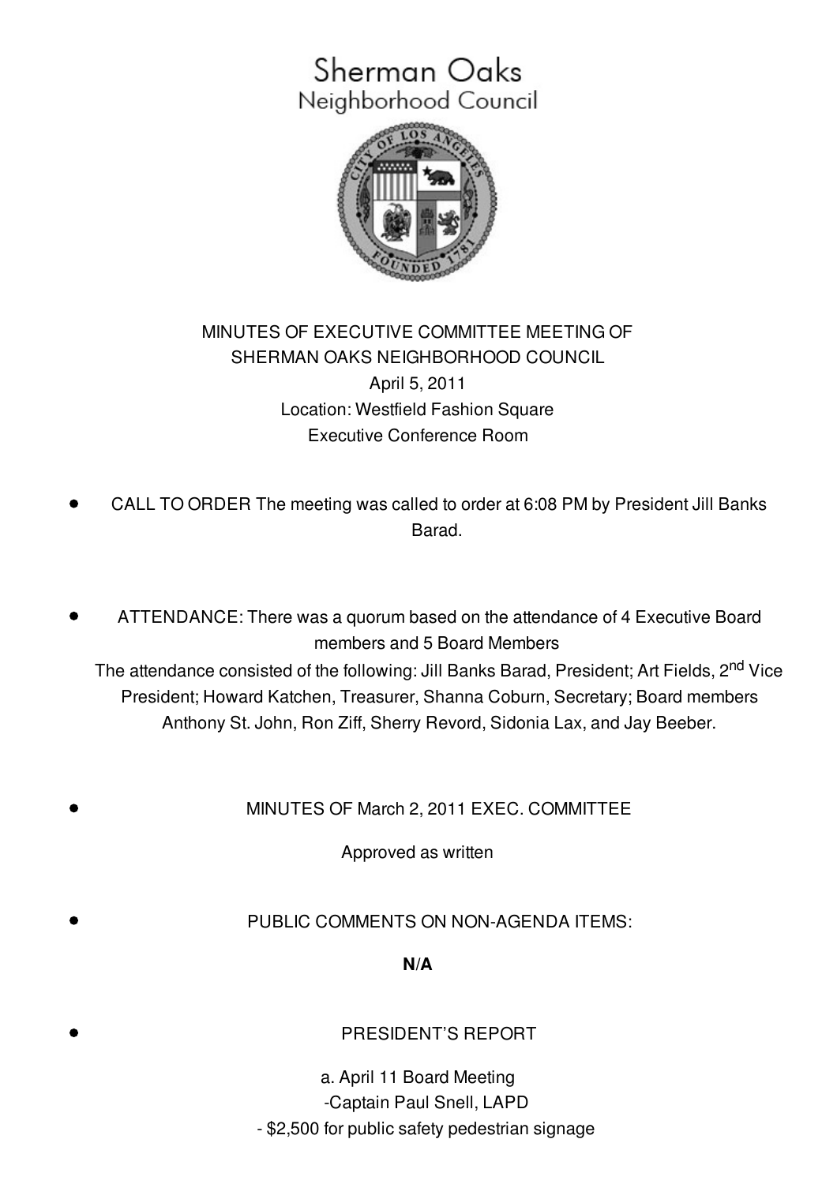# Sherman Oaks
## Neighborhood Council

MINUTES OF EXECUTIVE COMMITTEE MEETING OF
SHERMAN OAKS NEIGHBORHOOD COUNCIL
April 5, 2011
Location: Westfield Fashion Square
Executive Conference Room

- CALL TO ORDER The meeting was called to order at 6:08 PM by President Jill Banks Barad.

- ATTENDANCE: There was a quorum based on the attendance of 4 Executive Board members and 5 Board Members
  The attendance consisted of the following: Jill Banks Barad, President; Art Fields, 2nd Vice President; Howard Katchen, Treasurer, Shanna Coburn, Secretary; Board members Anthony St. John, Ron Ziff, Sherry Revord, Sidonia Lax, and Jay Beeber.

- MINUTES OF March 2, 2011 EXEC. COMMITTEE

  Approved as written

- PUBLIC COMMENTS ON NON-AGENDA ITEMS:

  **N/A**

- PRESIDENT'S REPORT

  a. April 11 Board Meeting
  -Captain Paul Snell, LAPD
  - $2,500 for public safety pedestrian signage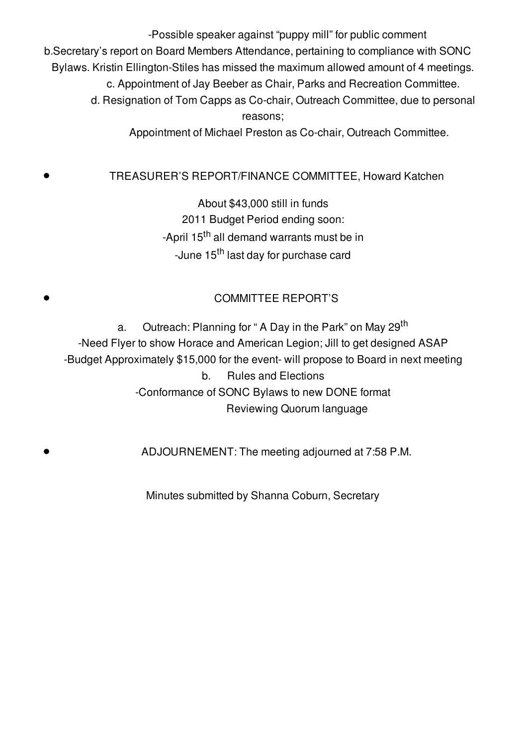-Possible speaker against "puppy mill" for public comment

b. Secretary's report on Board Members Attendance, pertaining to compliance with SONC Bylaws. Kristin Ellington-Stiles has missed the maximum allowed amount of 4 meetings.

c. Appointment of Jay Beeber as Chair, Parks and Recreation Committee.

d. Resignation of Tom Capps as Co-chair, Outreach Committee, due to personal reasons;

Appointment of Michael Preston as Co-chair, Outreach Committee.

- TREASURER'S REPORT/FINANCE COMMITTEE, Howard Katchen

About $43,000 still in funds

2011 Budget Period ending soon:

-April 15th all demand warrants must be in

-June 15th last day for purchase card

- COMMITTEE REPORT'S

a. Outreach: Planning for " A Day in the Park" on May 29th

-Need Flyer to show Horace and American Legion; Jill to get designed ASAP

-Budget Approximately $15,000 for the event- will propose to Board in next meeting

b. Rules and Elections

-Conformance of SONC Bylaws to new DONE format

Reviewing Quorum language

- ADJOURNEMENT: The meeting adjourned at 7:58 P.M.

Minutes submitted by Shanna Coburn, Secretary